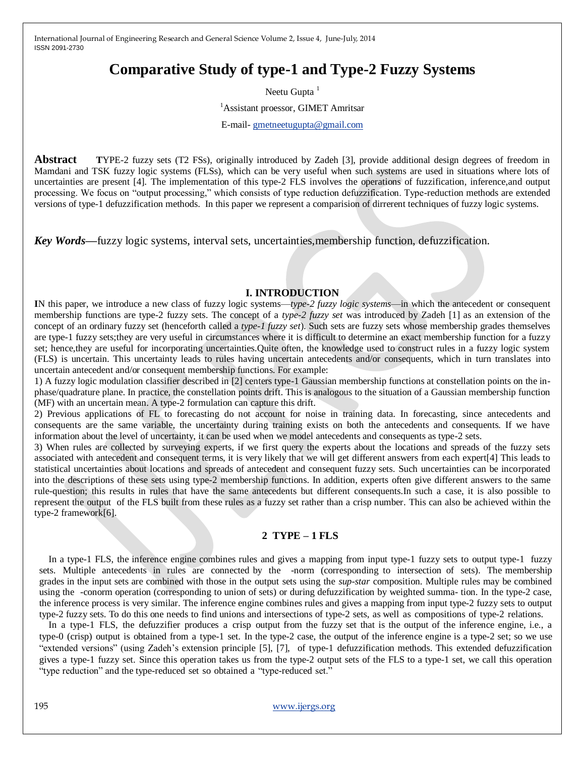# Comparative Study of type-1 and Type-2 Fuzzy Systems

Neetu Gupta [1]

[1]Assistant proessor, GIMET Amritsar

E-mail- gmetneetugupta@gmail.com

**Abstract** **T**YPE-2 fuzzy sets (T2 FSs), originally introduced by Zadeh [3], provide additional design degrees of freedom in Mamdani and TSK fuzzy logic systems (FLSs), which can be very useful when such systems are used in situations where lots of uncertainties are present [4]. The implementation of this type-2 FLS involves the operations of fuzzification, inference,and output processing. We focus on "output processing," which consists of type reduction defuzzification. Type-reduction methods are extended versions of type-1 defuzzification methods. In this paper we represent a comparision of dirrerent techniques of fuzzy logic systems.

***Key Words***—fuzzy logic systems, interval sets, uncertainties,membership function, defuzzification.

## I. INTRODUCTION

**I**N this paper, we introduce a new class of fuzzy logic systems—*type-2 fuzzy logic systems*—in which the antecedent or consequent membership functions are type-2 fuzzy sets. The concept of a *type-2 fuzzy set* was introduced by Zadeh [1] as an extension of the concept of an ordinary fuzzy set (henceforth called a *type-1 fuzzy set*). Such sets are fuzzy sets whose membership grades themselves are type-1 fuzzy sets;they are very useful in circumstances where it is difficult to determine an exact membership function for a fuzzy set; hence,they are useful for incorporating uncertainties.Quite often, the knowledge used to construct rules in a fuzzy logic system (FLS) is uncertain. This uncertainty leads to rules having uncertain antecedents and/or consequents, which in turn translates into uncertain antecedent and/or consequent membership functions. For example:

1) A fuzzy logic modulation classifier described in [2] centers type-1 Gaussian membership functions at constellation points on the in-phase/quadrature plane. In practice, the constellation points drift. This is analogous to the situation of a Gaussian membership function (MF) with an uncertain mean. A type-2 formulation can capture this drift.

2) Previous applications of FL to forecasting do not account for noise in training data. In forecasting, since antecedents and consequents are the same variable, the uncertainty during training exists on both the antecedents and consequents. If we have information about the level of uncertainty, it can be used when we model antecedents and consequents as type-2 sets.

3) When rules are collected by surveying experts, if we first query the experts about the locations and spreads of the fuzzy sets associated with antecedent and consequent terms, it is very likely that we will get different answers from each expert[4] This leads to statistical uncertainties about locations and spreads of antecedent and consequent fuzzy sets. Such uncertainties can be incorporated into the descriptions of these sets using type-2 membership functions. In addition, experts often give different answers to the same rule-question; this results in rules that have the same antecedents but different consequents.In such a case, it is also possible to represent the output of the FLS built from these rules as a fuzzy set rather than a crisp number. This can also be achieved within the type-2 framework[6].

## 2 TYPE – 1 FLS

In a type-1 FLS, the inference engine combines rules and gives a mapping from input type-1 fuzzy sets to output type-1 fuzzy sets. Multiple antecedents in rules are connected by the -norm (corresponding to intersection of sets). The membership grades in the input sets are combined with those in the output sets using the *sup-star* composition. Multiple rules may be combined using the -conorm operation (corresponding to union of sets) or during defuzzification by weighted summa- tion. In the type-2 case, the inference process is very similar. The inference engine combines rules and gives a mapping from input type-2 fuzzy sets to output type-2 fuzzy sets. To do this one needs to find unions and intersections of type-2 sets, as well as compositions of type-2 relations.

In a type-1 FLS, the defuzzifier produces a crisp output from the fuzzy set that is the output of the inference engine, i.e., a type-0 (crisp) output is obtained from a type-1 set. In the type-2 case, the output of the inference engine is a type-2 set; so we use "extended versions" (using Zadeh's extension principle [5], [7], of type-1 defuzzification methods. This extended defuzzification gives a type-1 fuzzy set. Since this operation takes us from the type-2 output sets of the FLS to a type-1 set, we call this operation "type reduction" and the type-reduced set so obtained a "type-reduced set."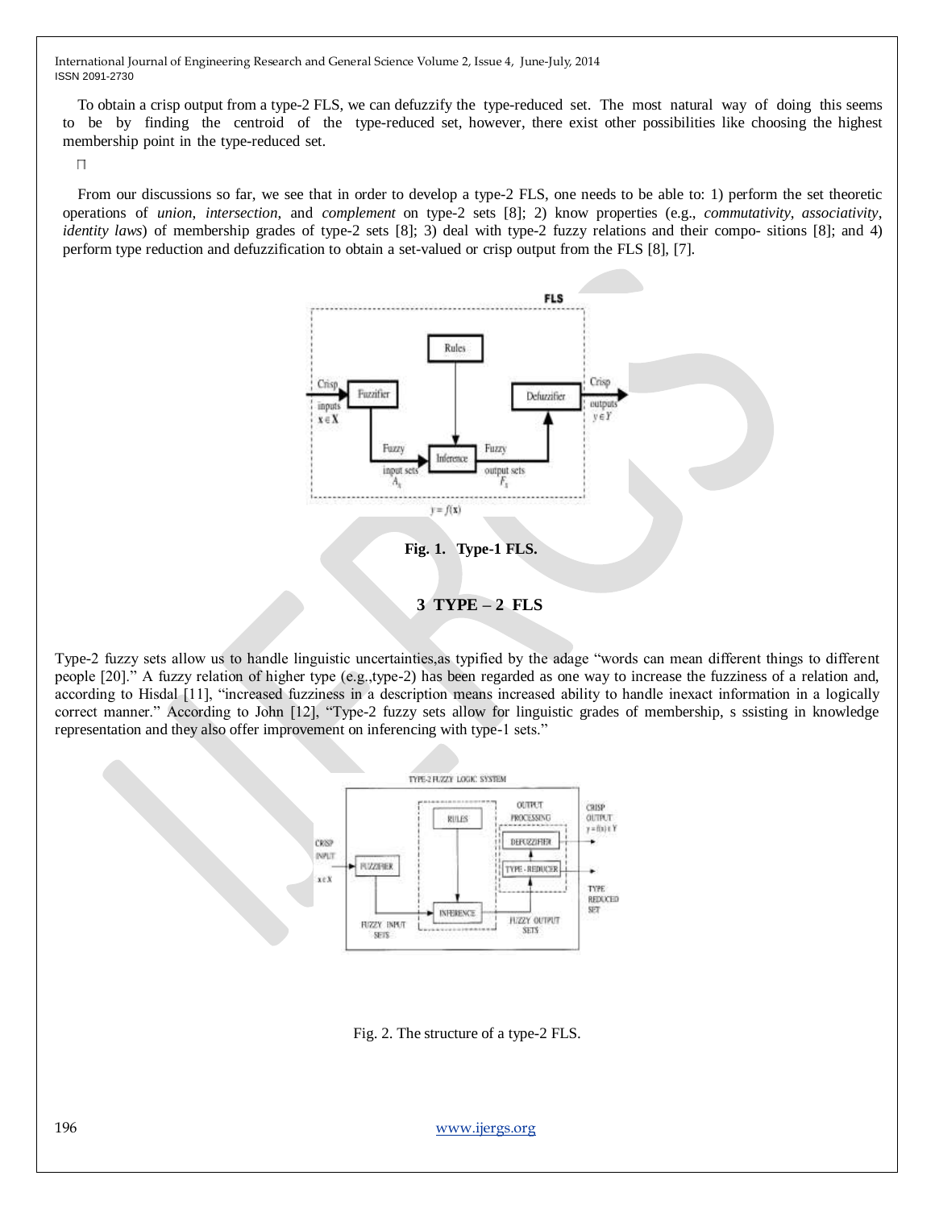To obtain a crisp output from a type-2 FLS, we can defuzzify the type-reduced set. The most natural way of doing this seems to be by finding the centroid of the type-reduced set, however, there exist other possibilities like choosing the highest membership point in the type-reduced set.

From our discussions so far, we see that in order to develop a type-2 FLS, one needs to be able to: 1) perform the set theoretic operations of *union*, *intersection*, and *complement* on type-2 sets [8]; 2) know properties (e.g., *commutativity*, *associativity*, *identity laws*) of membership grades of type-2 sets [8]; 3) deal with type-2 fuzzy relations and their compo- sitions [8]; and 4) perform type reduction and defuzzification to obtain a set-valued or crisp output from the FLS [8], [7].

**Fig. 1. Type-1 FLS.**

## 3 TYPE – 2 FLS

Type-2 fuzzy sets allow us to handle linguistic uncertainties,as typified by the adage "words can mean different things to different people [20]." A fuzzy relation of higher type (e.g.,type-2) has been regarded as one way to increase the fuzziness of a relation and, according to Hisdal [11], "increased fuzziness in a description means increased ability to handle inexact information in a logically correct manner." According to John [12], "Type-2 fuzzy sets allow for linguistic grades of membership, s ssisting in knowledge representation and they also offer improvement on inferencing with type-1 sets."

Fig. 2. The structure of a type-2 FLS.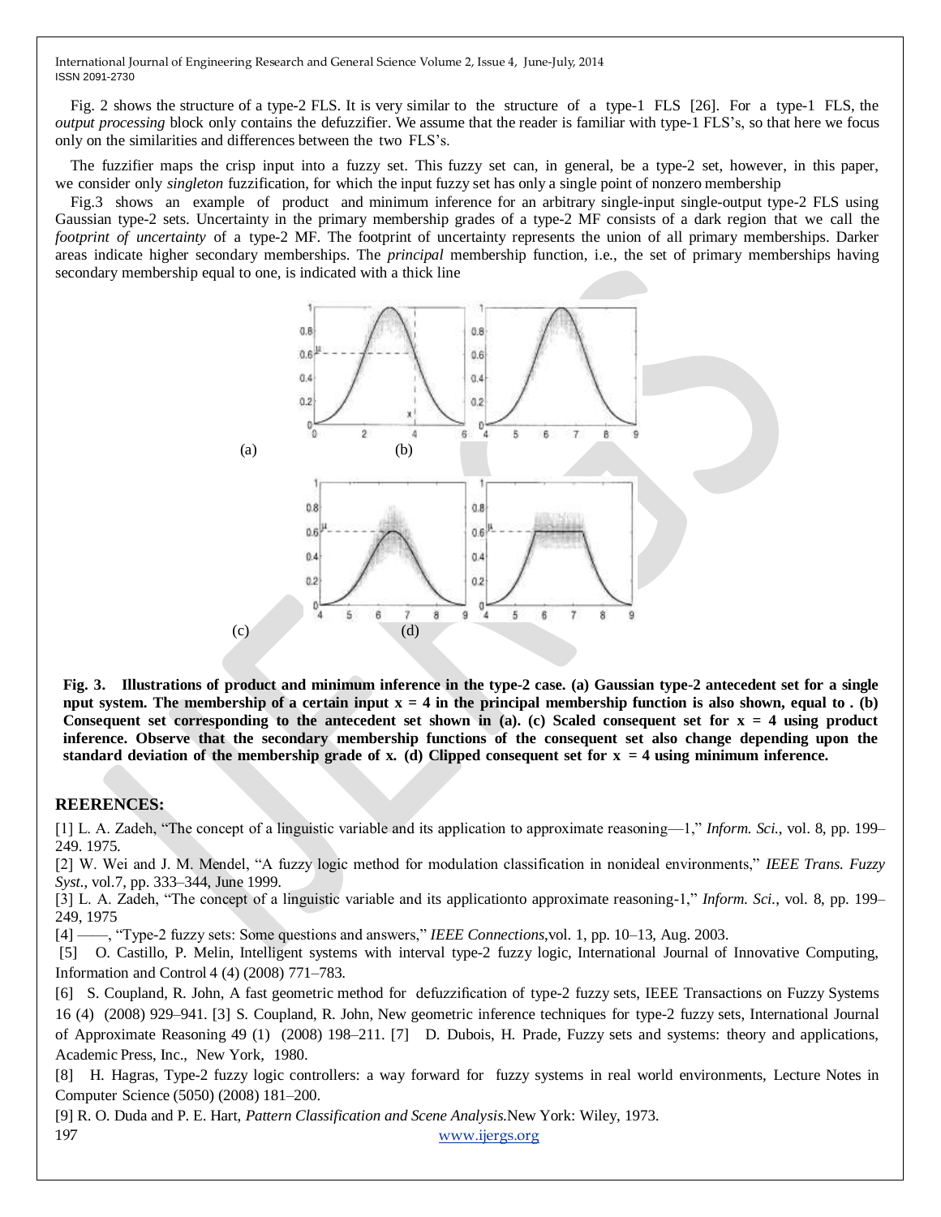Fig. 2 shows the structure of a type-2 FLS. It is very similar to the structure of a type-1 FLS [26]. For a type-1 FLS, the *output processing* block only contains the defuzzifier. We assume that the reader is familiar with type-1 FLS's, so that here we focus only on the similarities and differences between the two FLS's.

The fuzzifier maps the crisp input into a fuzzy set. This fuzzy set can, in general, be a type-2 set, however, in this paper, we consider only *singleton* fuzzification, for which the input fuzzy set has only a single point of nonzero membership

Fig.3 shows an example of product and minimum inference for an arbitrary single-input single-output type-2 FLS using Gaussian type-2 sets. Uncertainty in the primary membership grades of a type-2 MF consists of a dark region that we call the *footprint of uncertainty* of a type-2 MF. The footprint of uncertainty represents the union of all primary memberships. Darker areas indicate higher secondary memberships. The *principal* membership function, i.e., the set of primary memberships having secondary membership equal to one, is indicated with a thick line

(a) (b)

(c) (d)

**Fig. 3. Illustrations of product and minimum inference in the type-2 case. (a) Gaussian type-2 antecedent set for a single nput system. The membership of a certain input $x = 4$ in the principal membership function is also shown, equal to . (b) Consequent set corresponding to the antecedent set shown in (a). (c) Scaled consequent set for $x = 4$ using product inference. Observe that the secondary membership functions of the consequent set also change depending upon the standard deviation of the membership grade of x. (d) Clipped consequent set for $x = 4$ using minimum inference.**

## REERENCES:

[1] L. A. Zadeh, "The concept of a linguistic variable and its application to approximate reasoning—1," *Inform. Sci.*, vol. 8, pp. 199–249. 1975.

[2] W. Wei and J. M. Mendel, "A fuzzy logic method for modulation classification in nonideal environments," *IEEE Trans. Fuzzy Syst.*, vol.7, pp. 333–344, June 1999.

[3] L. A. Zadeh, "The concept of a linguistic variable and its applicationto approximate reasoning-1," *Inform. Sci.*, vol. 8, pp. 199–249, 1975

[4] ——, "Type-2 fuzzy sets: Some questions and answers," *IEEE Connections*,vol. 1, pp. 10–13, Aug. 2003.

[5] O. Castillo, P. Melin, Intelligent systems with interval type-2 fuzzy logic, International Journal of Innovative Computing, Information and Control 4 (4) (2008) 771–783.

[6] S. Coupland, R. John, A fast geometric method for defuzzification of type-2 fuzzy sets, IEEE Transactions on Fuzzy Systems 16 (4) (2008) 929–941. [3] S. Coupland, R. John, New geometric inference techniques for type-2 fuzzy sets, International Journal of Approximate Reasoning 49 (1) (2008) 198–211. [7] D. Dubois, H. Prade, Fuzzy sets and systems: theory and applications, Academic Press, Inc., New York, 1980.

[8] H. Hagras, Type-2 fuzzy logic controllers: a way forward for fuzzy systems in real world environments, Lecture Notes in Computer Science (5050) (2008) 181–200.

[9] R. O. Duda and P. E. Hart, *Pattern Classification and Scene Analysis.*New York: Wiley, 1973.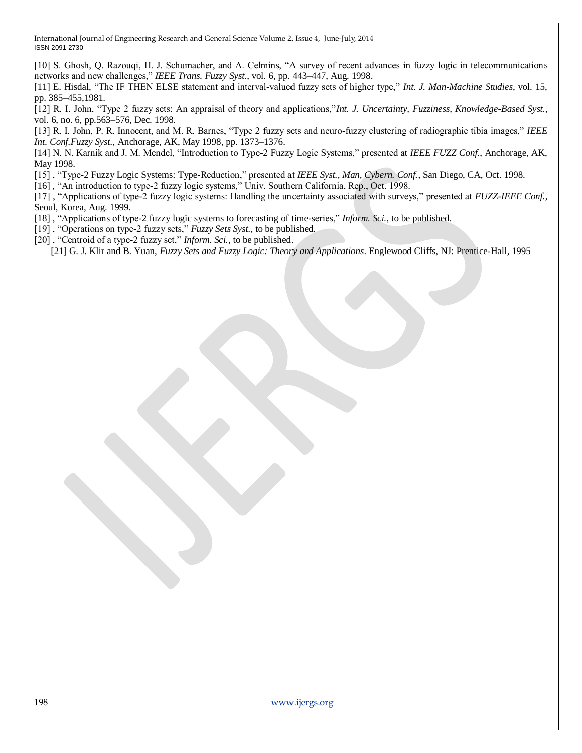[10] S. Ghosh, Q. Razouqi, H. J. Schumacher, and A. Celmins, "A survey of recent advances in fuzzy logic in telecommunications networks and new challenges," *IEEE Trans. Fuzzy Syst.*, vol. 6, pp. 443–447, Aug. 1998.

[11] E. Hisdal, "The IF THEN ELSE statement and interval-valued fuzzy sets of higher type," *Int. J. Man-Machine Studies*, vol. 15, pp. 385–455,1981.

[12] R. I. John, "Type 2 fuzzy sets: An appraisal of theory and applications,"*Int. J. Uncertainty, Fuzziness, Knowledge-Based Syst.*, vol. 6, no. 6, pp.563–576, Dec. 1998.

[13] R. I. John, P. R. Innocent, and M. R. Barnes, "Type 2 fuzzy sets and neuro-fuzzy clustering of radiographic tibia images," *IEEE Int. Conf.Fuzzy Syst.*, Anchorage, AK, May 1998, pp. 1373–1376.

[14] N. N. Karnik and J. M. Mendel, "Introduction to Type-2 Fuzzy Logic Systems," presented at *IEEE FUZZ Conf.*, Anchorage, AK, May 1998.

[15] , "Type-2 Fuzzy Logic Systems: Type-Reduction," presented at *IEEE Syst., Man, Cybern. Conf.*, San Diego, CA, Oct. 1998.

[16] , "An introduction to type-2 fuzzy logic systems," Univ. Southern California, Rep., Oct. 1998.

[17] , "Applications of type-2 fuzzy logic systems: Handling the uncertainty associated with surveys," presented at *FUZZ-IEEE Conf.*, Seoul, Korea, Aug. 1999.

[18] , "Applications of type-2 fuzzy logic systems to forecasting of time-series," *Inform. Sci.*, to be published.

[19] , "Operations on type-2 fuzzy sets," *Fuzzy Sets Syst.*, to be published.

[20] , "Centroid of a type-2 fuzzy set," *Inform. Sci.*, to be published.

[21] G. J. Klir and B. Yuan, *Fuzzy Sets and Fuzzy Logic: Theory and Applications*. Englewood Cliffs, NJ: Prentice-Hall, 1995